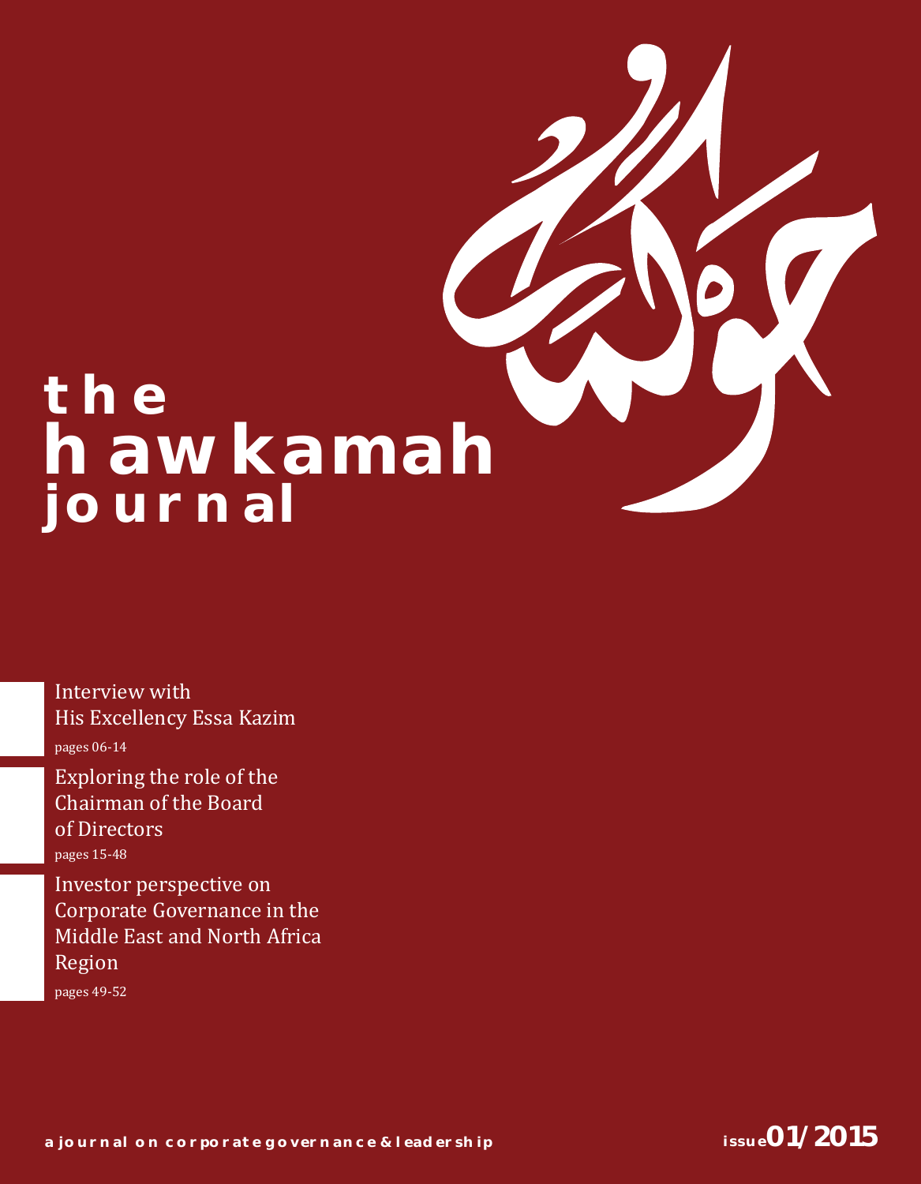# the hawkamah journal

حوكمة

Interview with His Excellency Essa Kazim

pages 06-14

Exploring the role of the Chairman of the Board of Directors

pages 15-48

Investor perspective on Corporate Governance in the Middle East and North Africa Region

pages 49-52

a journal on corporate governance & leadership

issue 01/2015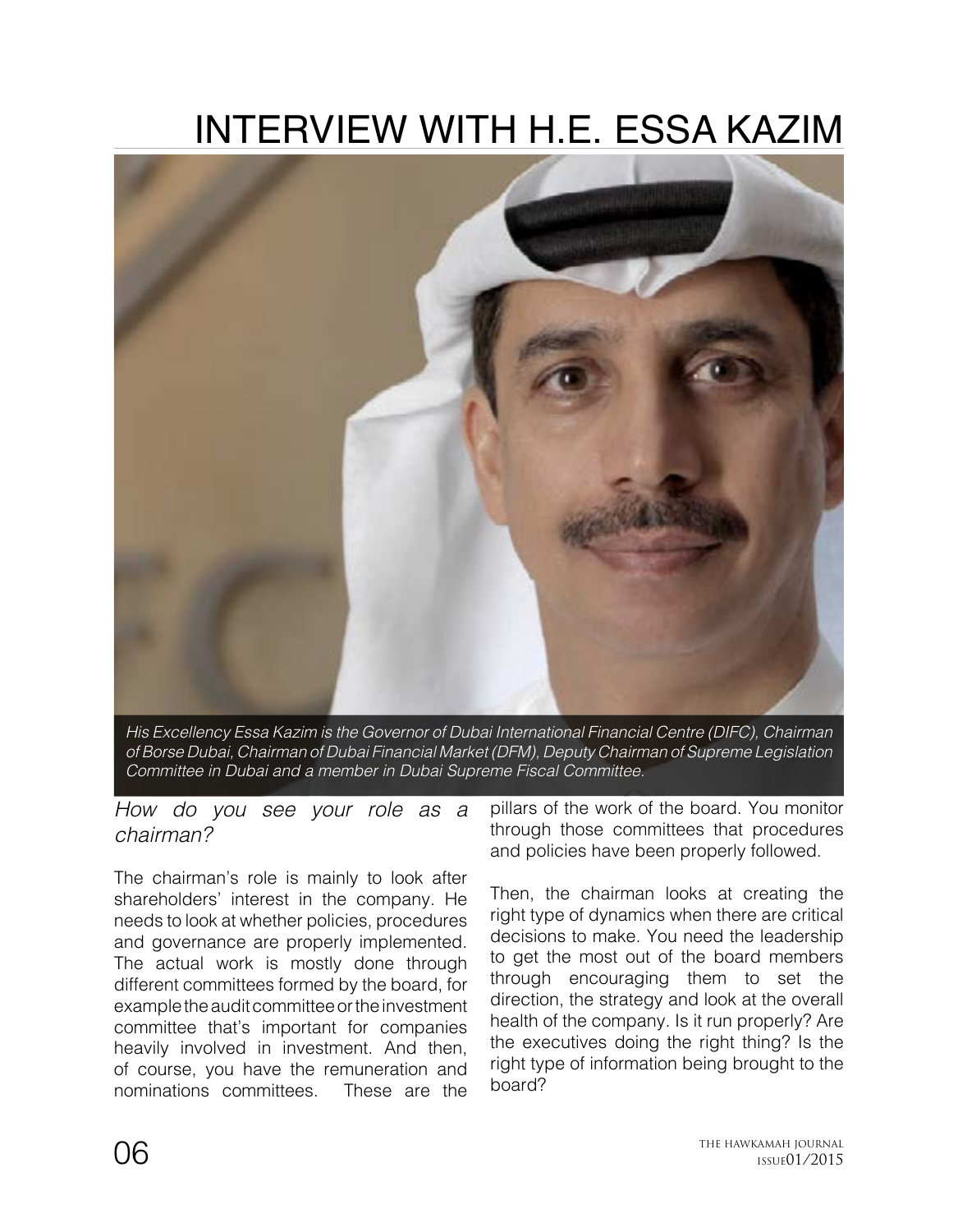# INTERVIEW WITH H.E. ESSA KAZIM

*His Excellency Essa Kazim is the Governor of Dubai International Financial Centre (DIFC), Chairman of Borse Dubai, Chairman of Dubai Financial Market (DFM), Deputy Chairman of Supreme Legislation Committee in Dubai and a member in Dubai Supreme Fiscal Committee.*

*How do you see your role as a chairman?*

The chairman's role is mainly to look after shareholders' interest in the company. He needs to look at whether policies, procedures and governance are properly implemented. The actual work is mostly done through different committees formed by the board, for example the audit committee or the investment committee that's important for companies heavily involved in investment. And then, of course, you have the remuneration and nominations committees. These are the pillars of the work of the board. You monitor through those committees that procedures and policies have been properly followed.

Then, the chairman looks at creating the right type of dynamics when there are critical decisions to make. You need the leadership to get the most out of the board members through encouraging them to set the direction, the strategy and look at the overall health of the company. Is it run properly? Are the executives doing the right thing? Is the right type of information being brought to the board?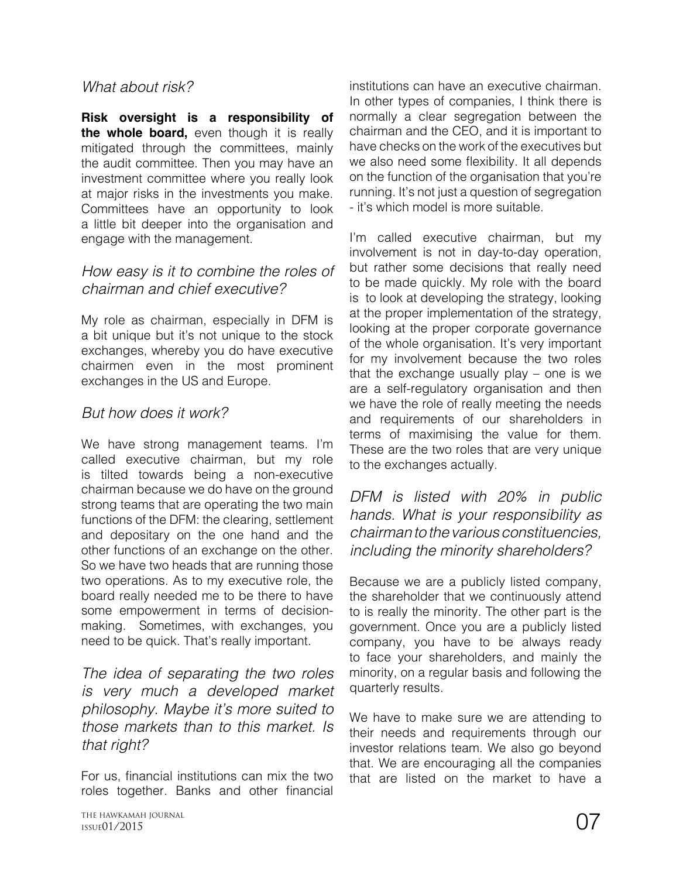*What about risk?*

**Risk oversight is a responsibility of the whole board,** even though it is really mitigated through the committees, mainly the audit committee. Then you may have an investment committee where you really look at major risks in the investments you make. Committees have an opportunity to look a little bit deeper into the organisation and engage with the management.

*How easy is it to combine the roles of chairman and chief executive?*

My role as chairman, especially in DFM is a bit unique but it's not unique to the stock exchanges, whereby you do have executive chairmen even in the most prominent exchanges in the US and Europe.

*But how does it work?*

We have strong management teams. I'm called executive chairman, but my role is tilted towards being a non-executive chairman because we do have on the ground strong teams that are operating the two main functions of the DFM: the clearing, settlement and depositary on the one hand and the other functions of an exchange on the other. So we have two heads that are running those two operations. As to my executive role, the board really needed me to be there to have some empowerment in terms of decision-making. Sometimes, with exchanges, you need to be quick. That's really important.

*The idea of separating the two roles is very much a developed market philosophy. Maybe it's more suited to those markets than to this market. Is that right?*

For us, financial institutions can mix the two roles together. Banks and other financial institutions can have an executive chairman. In other types of companies, I think there is normally a clear segregation between the chairman and the CEO, and it is important to have checks on the work of the executives but we also need some flexibility. It all depends on the function of the organisation that you're running. It's not just a question of segregation - it's which model is more suitable.

I'm called executive chairman, but my involvement is not in day-to-day operation, but rather some decisions that really need to be made quickly. My role with the board is to look at developing the strategy, looking at the proper implementation of the strategy, looking at the proper corporate governance of the whole organisation. It's very important for my involvement because the two roles that the exchange usually play – one is we are a self-regulatory organisation and then we have the role of really meeting the needs and requirements of our shareholders in terms of maximising the value for them. These are the two roles that are very unique to the exchanges actually.

*DFM is listed with 20% in public hands. What is your responsibility as chairman to the various constituencies, including the minority shareholders?*

Because we are a publicly listed company, the shareholder that we continuously attend to is really the minority. The other part is the government. Once you are a publicly listed company, you have to be always ready to face your shareholders, and mainly the minority, on a regular basis and following the quarterly results.

We have to make sure we are attending to their needs and requirements through our investor relations team. We also go beyond that. We are encouraging all the companies that are listed on the market to have a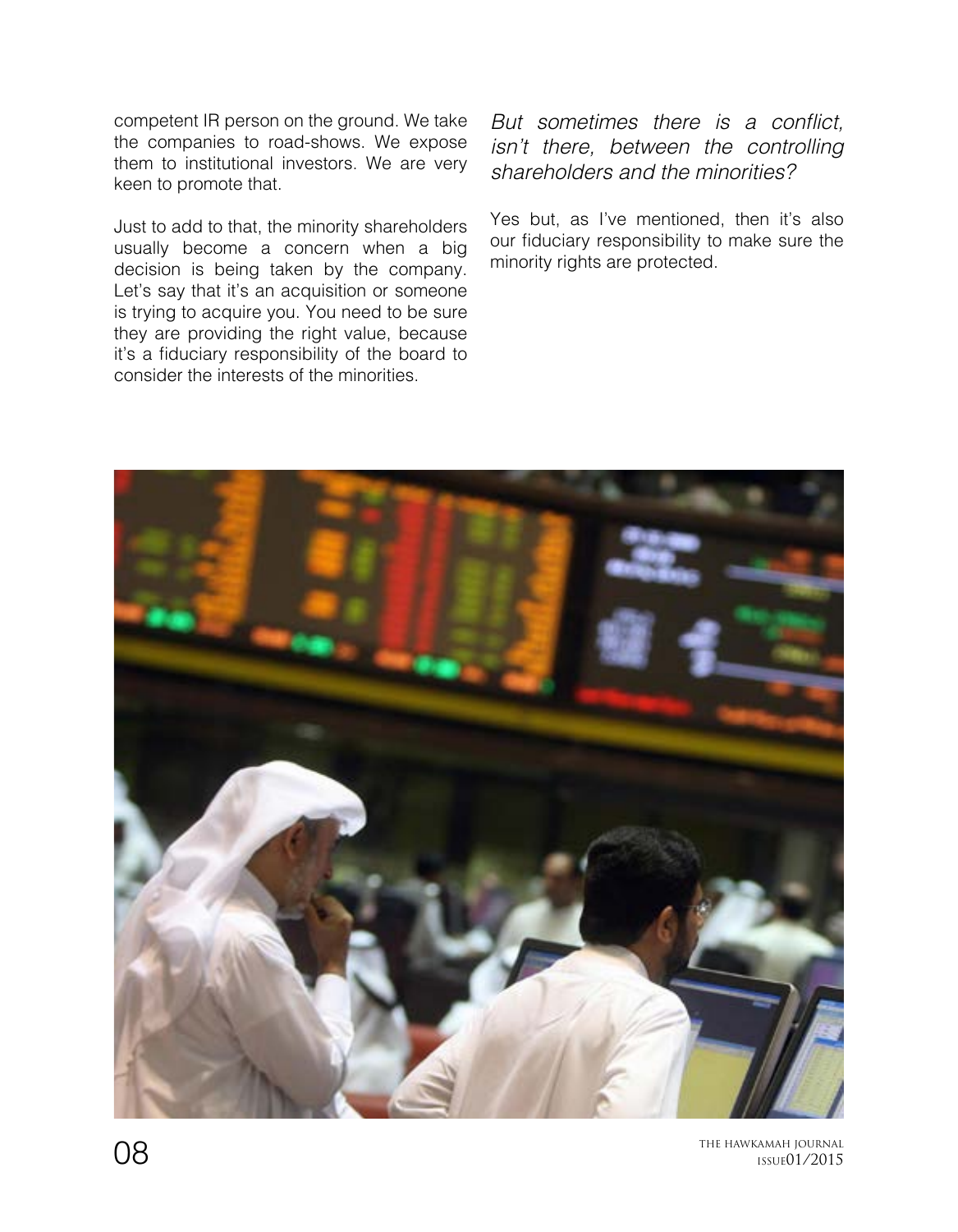competent IR person on the ground. We take the companies to road-shows. We expose them to institutional investors. We are very keen to promote that.

Just to add to that, the minority shareholders usually become a concern when a big decision is being taken by the company. Let's say that it's an acquisition or someone is trying to acquire you. You need to be sure they are providing the right value, because it's a fiduciary responsibility of the board to consider the interests of the minorities.

*But sometimes there is a conflict, isn't there, between the controlling shareholders and the minorities?*

Yes but, as I've mentioned, then it's also our fiduciary responsibility to make sure the minority rights are protected.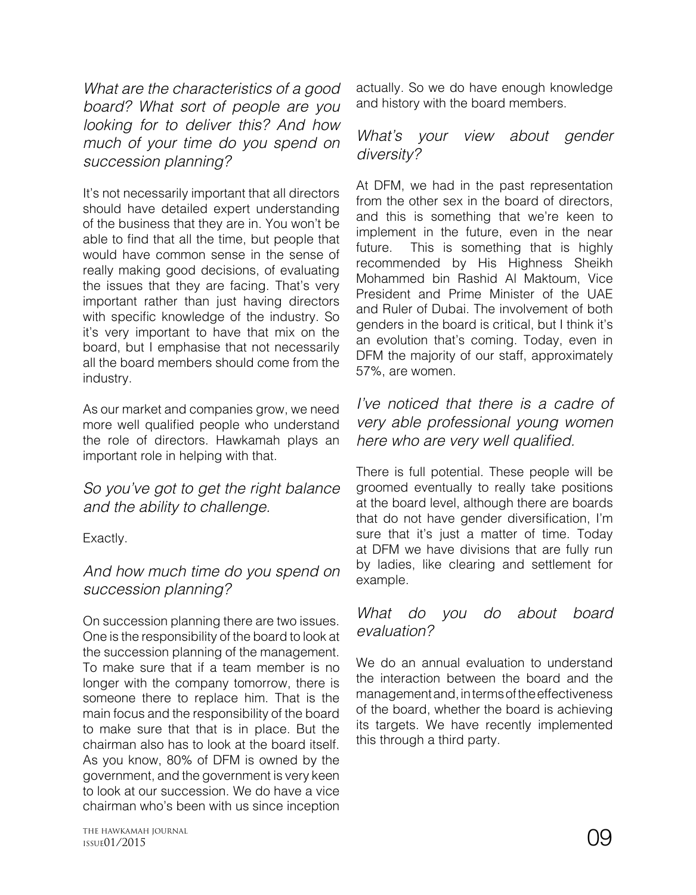*What are the characteristics of a good board? What sort of people are you looking for to deliver this? And how much of your time do you spend on succession planning?*

It's not necessarily important that all directors should have detailed expert understanding of the business that they are in. You won't be able to find that all the time, but people that would have common sense in the sense of really making good decisions, of evaluating the issues that they are facing. That's very important rather than just having directors with specific knowledge of the industry. So it's very important to have that mix on the board, but I emphasise that not necessarily all the board members should come from the industry.

As our market and companies grow, we need more well qualified people who understand the role of directors. Hawkamah plays an important role in helping with that.

*So you've got to get the right balance and the ability to challenge.*

Exactly.

*And how much time do you spend on succession planning?*

On succession planning there are two issues. One is the responsibility of the board to look at the succession planning of the management. To make sure that if a team member is no longer with the company tomorrow, there is someone there to replace him. That is the main focus and the responsibility of the board to make sure that that is in place. But the chairman also has to look at the board itself. As you know, 80% of DFM is owned by the government, and the government is very keen to look at our succession. We do have a vice chairman who's been with us since inception actually. So we do have enough knowledge and history with the board members.

*What's your view about gender diversity?*

At DFM, we had in the past representation from the other sex in the board of directors, and this is something that we're keen to implement in the future, even in the near future. This is something that is highly recommended by His Highness Sheikh Mohammed bin Rashid Al Maktoum, Vice President and Prime Minister of the UAE and Ruler of Dubai. The involvement of both genders in the board is critical, but I think it's an evolution that's coming. Today, even in DFM the majority of our staff, approximately 57%, are women.

*I've noticed that there is a cadre of very able professional young women here who are very well qualified.*

There is full potential. These people will be groomed eventually to really take positions at the board level, although there are boards that do not have gender diversification, I'm sure that it's just a matter of time. Today at DFM we have divisions that are fully run by ladies, like clearing and settlement for example.

*What do you do about board evaluation?*

We do an annual evaluation to understand the interaction between the board and the management and, in terms of the effectiveness of the board, whether the board is achieving its targets. We have recently implemented this through a third party.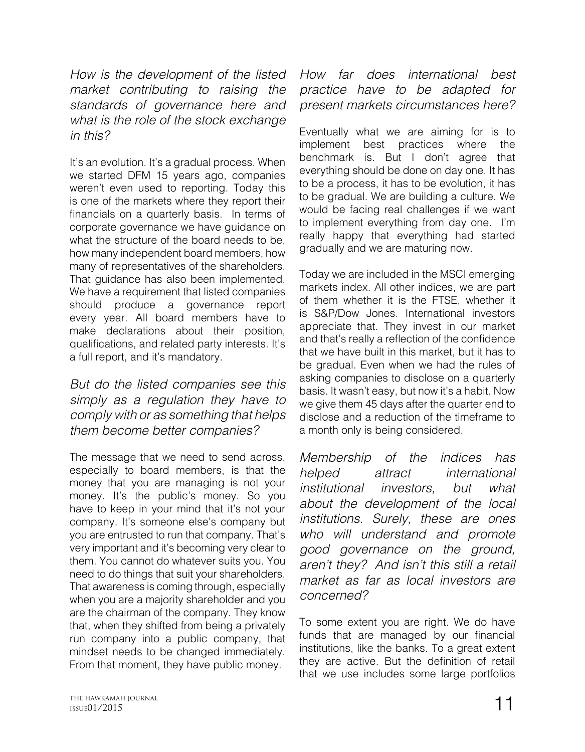*How is the development of the listed market contributing to raising the standards of governance here and what is the role of the stock exchange in this?*

It's an evolution. It's a gradual process. When we started DFM 15 years ago, companies weren't even used to reporting. Today this is one of the markets where they report their financials on a quarterly basis. In terms of corporate governance we have guidance on what the structure of the board needs to be, how many independent board members, how many of representatives of the shareholders. That guidance has also been implemented. We have a requirement that listed companies should produce a governance report every year. All board members have to make declarations about their position, qualifications, and related party interests. It's a full report, and it's mandatory.

*But do the listed companies see this simply as a regulation they have to comply with or as something that helps them become better companies?*

The message that we need to send across, especially to board members, is that the money that you are managing is not your money. It's the public's money. So you have to keep in your mind that it's not your company. It's someone else's company but you are entrusted to run that company. That's very important and it's becoming very clear to them. You cannot do whatever suits you. You need to do things that suit your shareholders. That awareness is coming through, especially when you are a majority shareholder and you are the chairman of the company. They know that, when they shifted from being a privately run company into a public company, that mindset needs to be changed immediately. From that moment, they have public money.

*How far does international best practice have to be adapted for present markets circumstances here?*

Eventually what we are aiming for is to implement best practices where the benchmark is. But I don't agree that everything should be done on day one. It has to be a process, it has to be evolution, it has to be gradual. We are building a culture. We would be facing real challenges if we want to implement everything from day one. I'm really happy that everything had started gradually and we are maturing now.

Today we are included in the MSCI emerging markets index. All other indices, we are part of them whether it is the FTSE, whether it is S&P/Dow Jones. International investors appreciate that. They invest in our market and that's really a reflection of the confidence that we have built in this market, but it has to be gradual. Even when we had the rules of asking companies to disclose on a quarterly basis. It wasn't easy, but now it's a habit. Now we give them 45 days after the quarter end to disclose and a reduction of the timeframe to a month only is being considered.

*Membership of the indices has helped attract international institutional investors, but what about the development of the local institutions. Surely, these are ones who will understand and promote good governance on the ground, aren't they? And isn't this still a retail market as far as local investors are concerned?*

To some extent you are right. We do have funds that are managed by our financial institutions, like the banks. To a great extent they are active. But the definition of retail that we use includes some large portfolios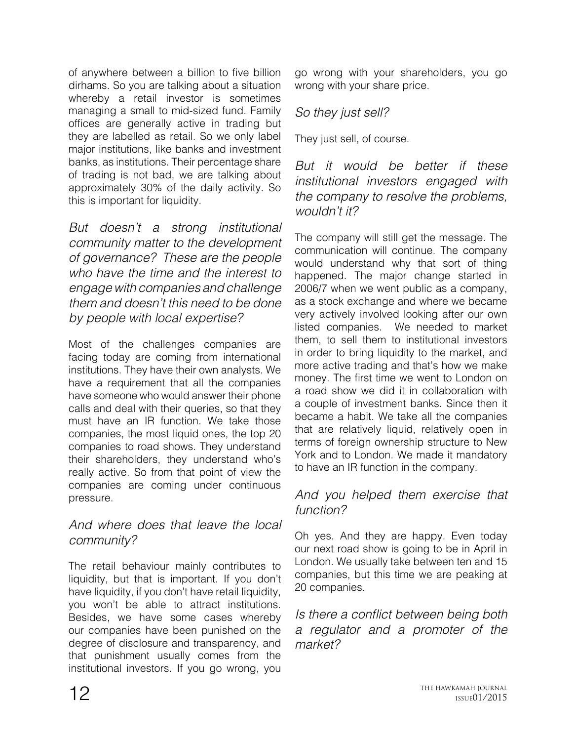of anywhere between a billion to five billion dirhams. So you are talking about a situation whereby a retail investor is sometimes managing a small to mid-sized fund. Family offices are generally active in trading but they are labelled as retail. So we only label major institutions, like banks and investment banks, as institutions. Their percentage share of trading is not bad, we are talking about approximately 30% of the daily activity. So this is important for liquidity.

*But doesn't a strong institutional community matter to the development of governance? These are the people who have the time and the interest to engage with companies and challenge them and doesn't this need to be done by people with local expertise?*

Most of the challenges companies are facing today are coming from international institutions. They have their own analysts. We have a requirement that all the companies have someone who would answer their phone calls and deal with their queries, so that they must have an IR function. We take those companies, the most liquid ones, the top 20 companies to road shows. They understand their shareholders, they understand who's really active. So from that point of view the companies are coming under continuous pressure.

*And where does that leave the local community?*

The retail behaviour mainly contributes to liquidity, but that is important. If you don't have liquidity, if you don't have retail liquidity, you won't be able to attract institutions. Besides, we have some cases whereby our companies have been punished on the degree of disclosure and transparency, and that punishment usually comes from the institutional investors. If you go wrong, you go wrong with your shareholders, you go wrong with your share price.

*So they just sell?*

They just sell, of course.

*But it would be better if these institutional investors engaged with the company to resolve the problems, wouldn't it?*

The company will still get the message. The communication will continue. The company would understand why that sort of thing happened. The major change started in 2006/7 when we went public as a company, as a stock exchange and where we became very actively involved looking after our own listed companies. We needed to market them, to sell them to institutional investors in order to bring liquidity to the market, and more active trading and that's how we make money. The first time we went to London on a road show we did it in collaboration with a couple of investment banks. Since then it became a habit. We take all the companies that are relatively liquid, relatively open in terms of foreign ownership structure to New York and to London. We made it mandatory to have an IR function in the company.

*And you helped them exercise that function?*

Oh yes. And they are happy. Even today our next road show is going to be in April in London. We usually take between ten and 15 companies, but this time we are peaking at 20 companies.

*Is there a conflict between being both a regulator and a promoter of the market?*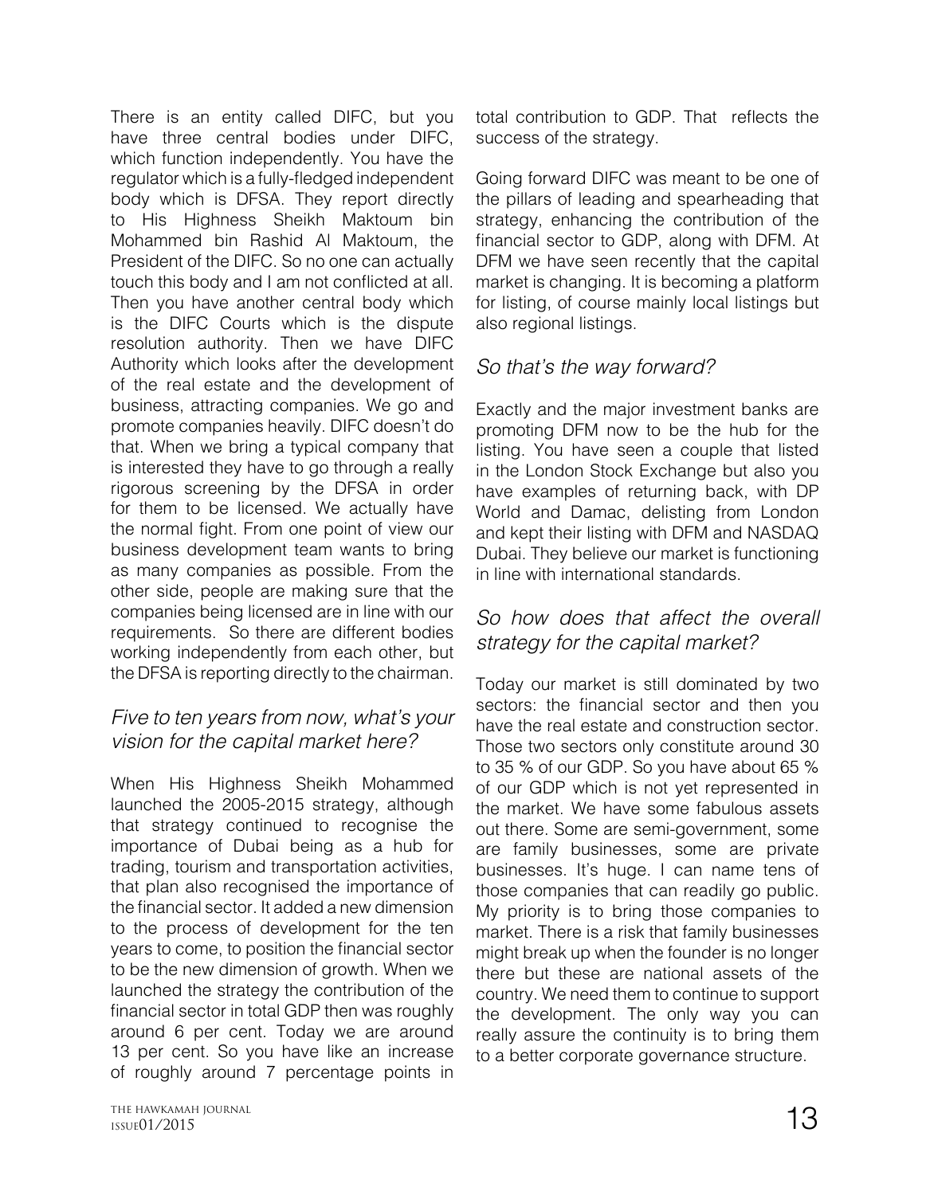There is an entity called DIFC, but you have three central bodies under DIFC, which function independently. You have the regulator which is a fully-fledged independent body which is DFSA. They report directly to His Highness Sheikh Maktoum bin Mohammed bin Rashid Al Maktoum, the President of the DIFC. So no one can actually touch this body and I am not conflicted at all. Then you have another central body which is the DIFC Courts which is the dispute resolution authority. Then we have DIFC Authority which looks after the development of the real estate and the development of business, attracting companies. We go and promote companies heavily. DIFC doesn't do that. When we bring a typical company that is interested they have to go through a really rigorous screening by the DFSA in order for them to be licensed. We actually have the normal fight. From one point of view our business development team wants to bring as many companies as possible. From the other side, people are making sure that the companies being licensed are in line with our requirements. So there are different bodies working independently from each other, but the DFSA is reporting directly to the chairman.

## *Five to ten years from now, what's your vision for the capital market here?*

When His Highness Sheikh Mohammed launched the 2005-2015 strategy, although that strategy continued to recognise the importance of Dubai being as a hub for trading, tourism and transportation activities, that plan also recognised the importance of the financial sector. It added a new dimension to the process of development for the ten years to come, to position the financial sector to be the new dimension of growth. When we launched the strategy the contribution of the financial sector in total GDP then was roughly around 6 per cent. Today we are around 13 per cent. So you have like an increase of roughly around 7 percentage points in total contribution to GDP. That reflects the success of the strategy.

Going forward DIFC was meant to be one of the pillars of leading and spearheading that strategy, enhancing the contribution of the financial sector to GDP, along with DFM. At DFM we have seen recently that the capital market is changing. It is becoming a platform for listing, of course mainly local listings but also regional listings.

## *So that's the way forward?*

Exactly and the major investment banks are promoting DFM now to be the hub for the listing. You have seen a couple that listed in the London Stock Exchange but also you have examples of returning back, with DP World and Damac, delisting from London and kept their listing with DFM and NASDAQ Dubai. They believe our market is functioning in line with international standards.

## *So how does that affect the overall strategy for the capital market?*

Today our market is still dominated by two sectors: the financial sector and then you have the real estate and construction sector. Those two sectors only constitute around 30 to 35 % of our GDP. So you have about 65 % of our GDP which is not yet represented in the market. We have some fabulous assets out there. Some are semi-government, some are family businesses, some are private businesses. It's huge. I can name tens of those companies that can readily go public. My priority is to bring those companies to market. There is a risk that family businesses might break up when the founder is no longer there but these are national assets of the country. We need them to continue to support the development. The only way you can really assure the continuity is to bring them to a better corporate governance structure.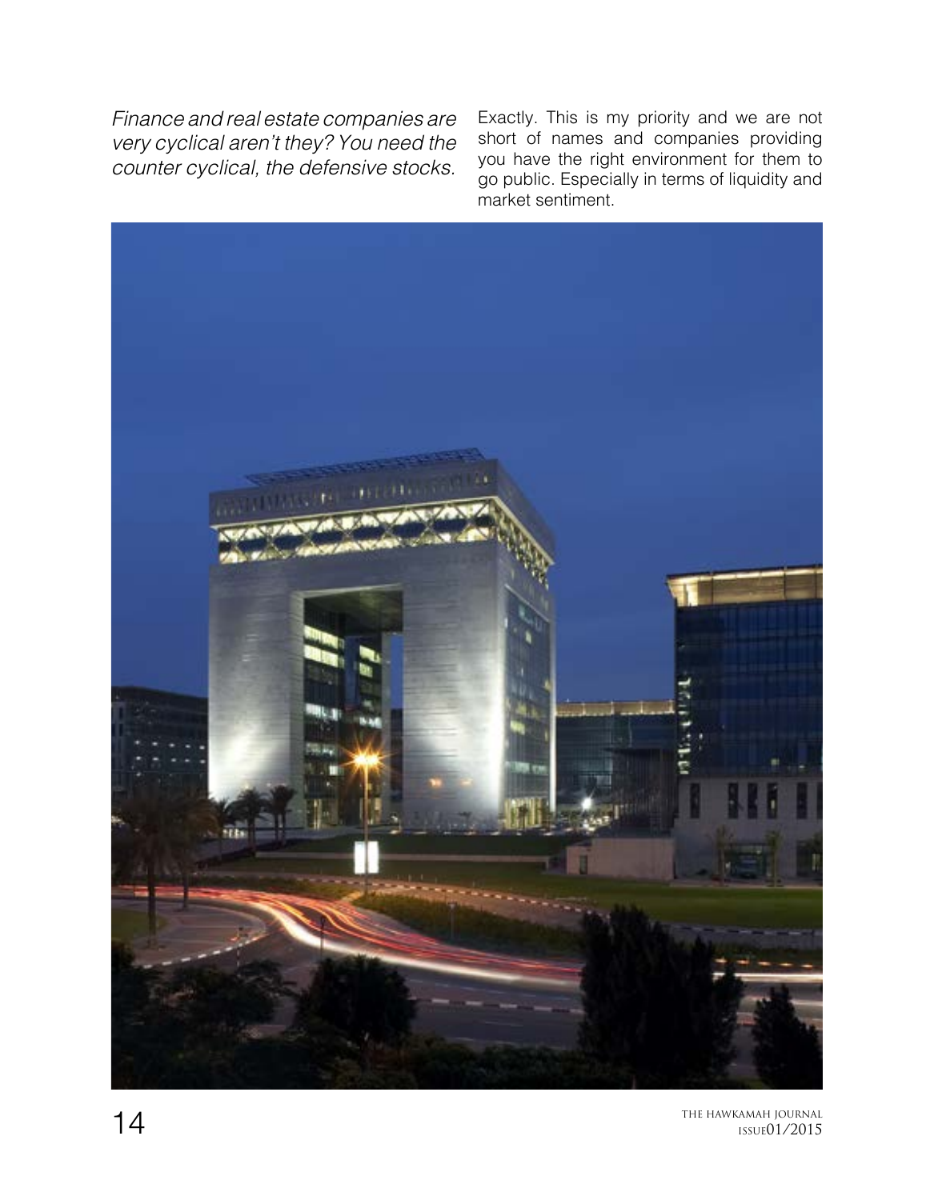*Finance and real estate companies are very cyclical aren't they? You need the counter cyclical, the defensive stocks.*

Exactly. This is my priority and we are not short of names and companies providing you have the right environment for them to go public. Especially in terms of liquidity and market sentiment.